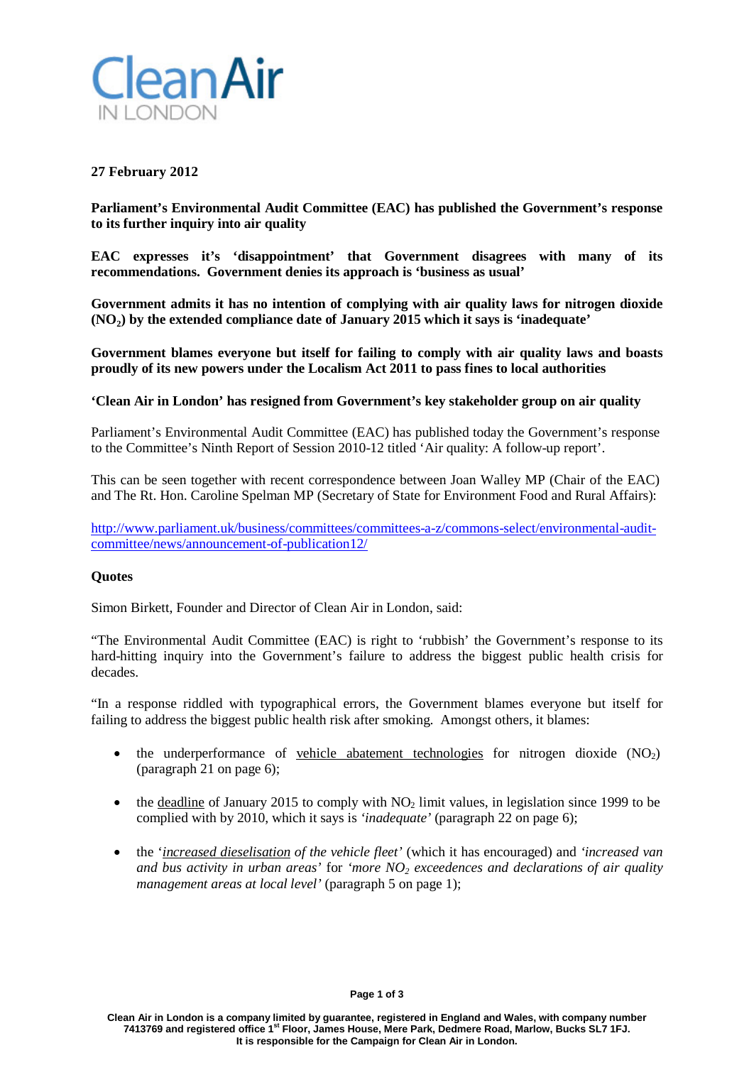**CleanAir IN LONDON**

**27 February 2012**

**Parliament's Environmental Audit Committee (EAC) has published the Government's response to its further inquiry into air quality**

**EAC expresses it's 'disappointment' that Government disagrees with many of its recommendations. Government denies its approach is 'business as usual'**

**Government admits it has no intention of complying with air quality laws for nitrogen dioxide ($NO_2$) by the extended compliance date of January 2015 which it says is 'inadequate'**

**Government blames everyone but itself for failing to comply with air quality laws and boasts proudly of its new powers under the Localism Act 2011 to pass fines to local authorities**

**'Clean Air in London' has resigned from Government's key stakeholder group on air quality**

Parliament's Environmental Audit Committee (EAC) has published today the Government's response to the Committee's Ninth Report of Session 2010-12 titled 'Air quality: A follow-up report'.

This can be seen together with recent correspondence between Joan Walley MP (Chair of the EAC) and The Rt. Hon. Caroline Spelman MP (Secretary of State for Environment Food and Rural Affairs):

http://www.parliament.uk/business/committees/committees-a-z/commons-select/environmental-audit-committee/news/announcement-of-publication12/

**Quotes**

Simon Birkett, Founder and Director of Clean Air in London, said:

"The Environmental Audit Committee (EAC) is right to 'rubbish' the Government's response to its hard-hitting inquiry into the Government's failure to address the biggest public health crisis for decades.

"In a response riddled with typographical errors, the Government blames everyone but itself for failing to address the biggest public health risk after smoking. Amongst others, it blames:

- the underperformance of vehicle abatement technologies for nitrogen dioxide ($NO_2$) (paragraph 21 on page 6);
- the deadline of January 2015 to comply with $NO_2$ limit values, in legislation since 1999 to be complied with by 2010, which it says is *'inadequate'* (paragraph 22 on page 6);
- the *'increased dieselisation of the vehicle fleet'* (which it has encouraged) and *'increased van and bus activity in urban areas'* for *'more $NO_2$ exceedences and declarations of air quality management areas at local level'* (paragraph 5 on page 1);

Clean Air in London is a company limited by guarantee, registered in England and Wales, with company number 7413769 and registered office 1st Floor, James House, Mere Park, Dedmere Road, Marlow, Bucks SL7 1FJ. It is responsible for the Campaign for Clean Air in London.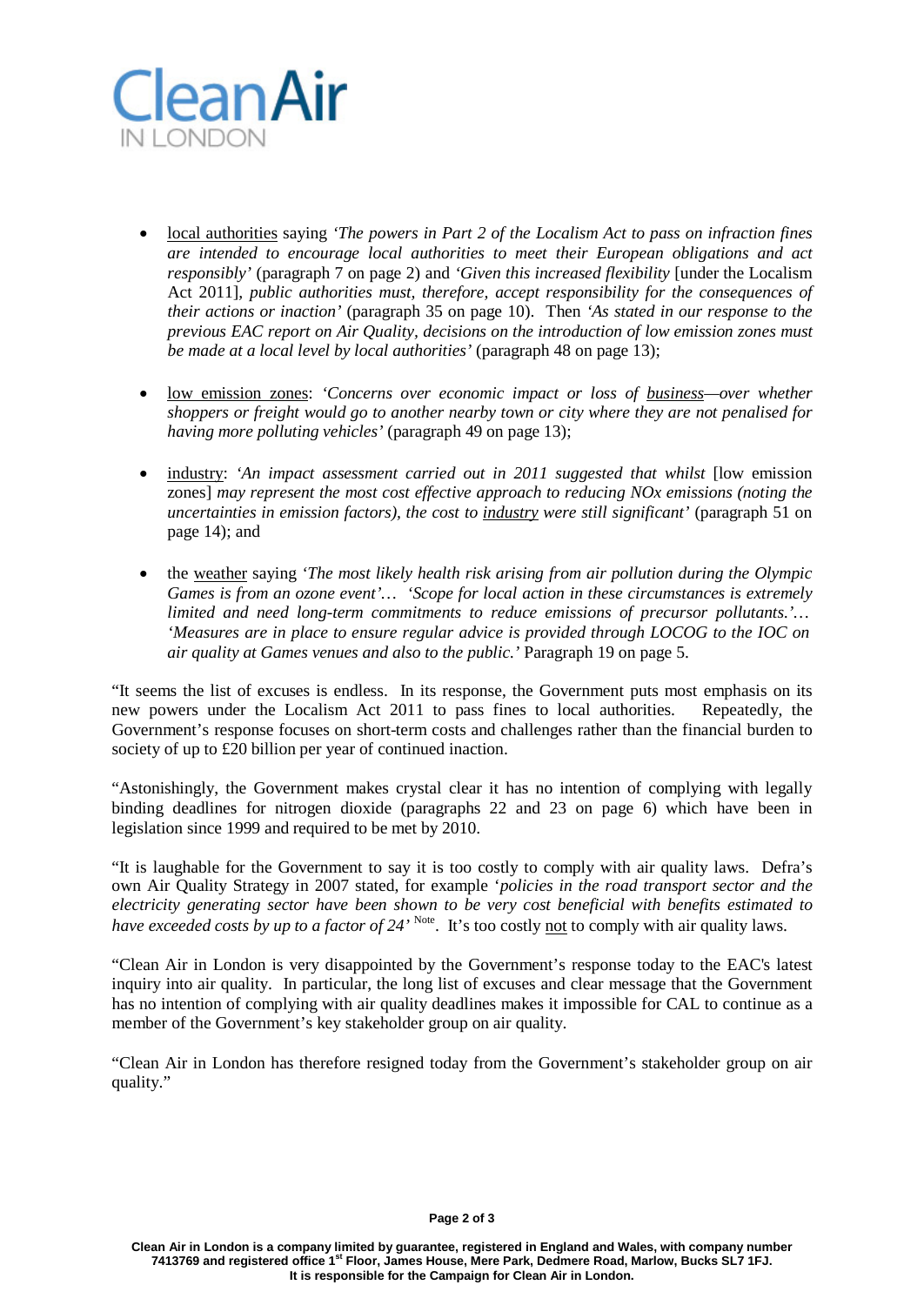- local authorities saying *'The powers in Part 2 of the Localism Act to pass on infraction fines are intended to encourage local authorities to meet their European obligations and act responsibly'* (paragraph 7 on page 2) and *'Given this increased flexibility* [under the Localism Act 2011]*, public authorities must, therefore, accept responsibility for the consequences of their actions or inaction'* (paragraph 35 on page 10). Then *'As stated in our response to the previous EAC report on Air Quality, decisions on the introduction of low emission zones must be made at a local level by local authorities'* (paragraph 48 on page 13);

- low emission zones: *'Concerns over economic impact or loss of business—over whether shoppers or freight would go to another nearby town or city where they are not penalised for having more polluting vehicles'* (paragraph 49 on page 13);

- industry: *'An impact assessment carried out in 2011 suggested that whilst* [low emission zones] *may represent the most cost effective approach to reducing NOx emissions (noting the uncertainties in emission factors), the cost to industry were still significant'* (paragraph 51 on page 14); and

- the weather saying *'The most likely health risk arising from air pollution during the Olympic Games is from an ozone event'… 'Scope for local action in these circumstances is extremely limited and need long-term commitments to reduce emissions of precursor pollutants.'… 'Measures are in place to ensure regular advice is provided through LOCOG to the IOC on air quality at Games venues and also to the public.'* Paragraph 19 on page 5.

"It seems the list of excuses is endless. In its response, the Government puts most emphasis on its new powers under the Localism Act 2011 to pass fines to local authorities. Repeatedly, the Government's response focuses on short-term costs and challenges rather than the financial burden to society of up to £20 billion per year of continued inaction.

"Astonishingly, the Government makes crystal clear it has no intention of complying with legally binding deadlines for nitrogen dioxide (paragraphs 22 and 23 on page 6) which have been in legislation since 1999 and required to be met by 2010.

"It is laughable for the Government to say it is too costly to comply with air quality laws. Defra's own Air Quality Strategy in 2007 stated, for example *'policies in the road transport sector and the electricity generating sector have been shown to be very cost beneficial with benefits estimated to have exceeded costs by up to a factor of 24'* [Note]. It's too costly not to comply with air quality laws.

"Clean Air in London is very disappointed by the Government's response today to the EAC's latest inquiry into air quality. In particular, the long list of excuses and clear message that the Government has no intention of complying with air quality deadlines makes it impossible for CAL to continue as a member of the Government's key stakeholder group on air quality.

"Clean Air in London has therefore resigned today from the Government's stakeholder group on air quality."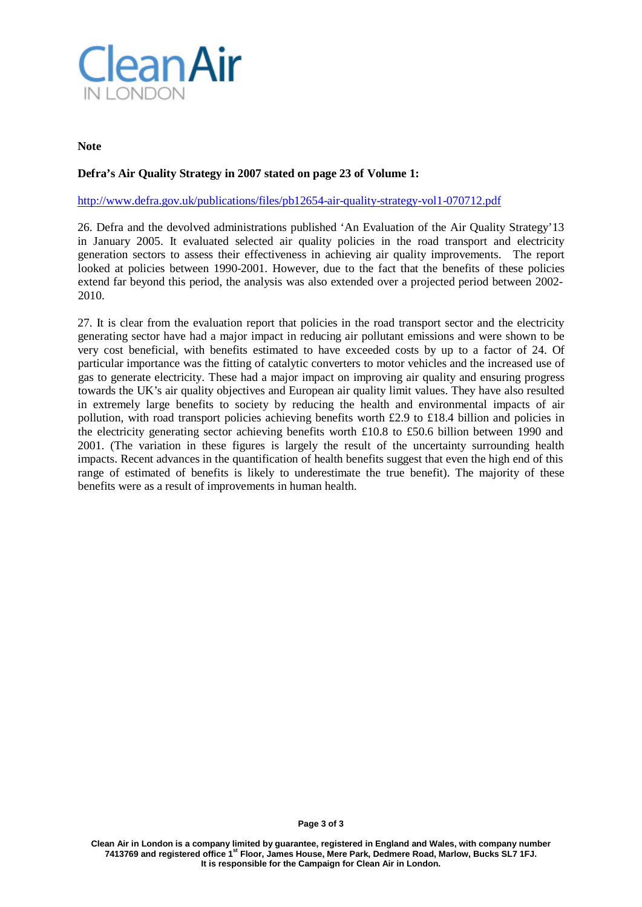Clean Air IN LONDON

**Note**

**Defra's Air Quality Strategy in 2007 stated on page 23 of Volume 1:**

http://www.defra.gov.uk/publications/files/pb12654-air-quality-strategy-vol1-070712.pdf

26. Defra and the devolved administrations published 'An Evaluation of the Air Quality Strategy'13 in January 2005. It evaluated selected air quality policies in the road transport and electricity generation sectors to assess their effectiveness in achieving air quality improvements. The report looked at policies between 1990-2001. However, due to the fact that the benefits of these policies extend far beyond this period, the analysis was also extended over a projected period between 2002-2010.

27. It is clear from the evaluation report that policies in the road transport sector and the electricity generating sector have had a major impact in reducing air pollutant emissions and were shown to be very cost beneficial, with benefits estimated to have exceeded costs by up to a factor of 24. Of particular importance was the fitting of catalytic converters to motor vehicles and the increased use of gas to generate electricity. These had a major impact on improving air quality and ensuring progress towards the UK's air quality objectives and European air quality limit values. They have also resulted in extremely large benefits to society by reducing the health and environmental impacts of air pollution, with road transport policies achieving benefits worth £2.9 to £18.4 billion and policies in the electricity generating sector achieving benefits worth £10.8 to £50.6 billion between 1990 and 2001. (The variation in these figures is largely the result of the uncertainty surrounding health impacts. Recent advances in the quantification of health benefits suggest that even the high end of this range of estimated of benefits is likely to underestimate the true benefit). The majority of these benefits were as a result of improvements in human health.

**Clean Air in London is a company limited by guarantee, registered in England and Wales, with company number 7413769 and registered office 1st Floor, James House, Mere Park, Dedmere Road, Marlow, Bucks SL7 1FJ. It is responsible for the Campaign for Clean Air in London.**